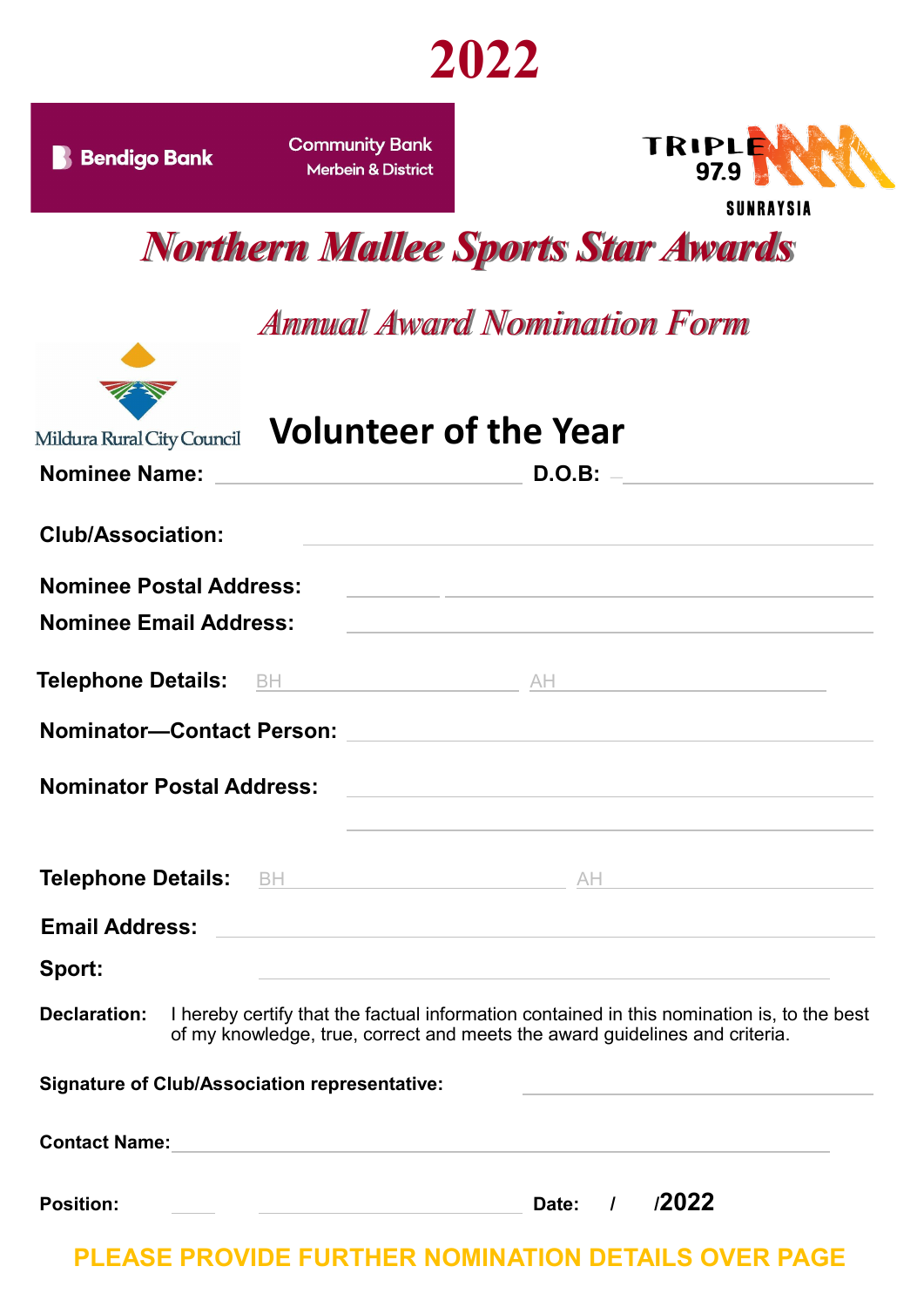# 2022

Bendigo Bank | Community Bank Merbein & District

TRIPLE M 97.9 SUNRAYSIA

# Northern Mallee Sports Star Awards

## Annual Award Nomination Form

Mildura Rural City Council

## Volunteer of the Year

**Nominee Name:** ______________________ **D.O.B:** ______________________

**Club/Association:** ______________________

**Nominee Postal Address:** ______________________

**Nominee Email Address:** ______________________

**Telephone Details:** BH ______________________ AH ______________________

**Nominator—Contact Person:** ______________________

**Nominator Postal Address:** ______________________

______________________

**Telephone Details:** BH ______________________ AH ______________________

**Email Address:** ______________________

**Sport:** ______________________

**Declaration:** I hereby certify that the factual information contained in this nomination is, to the best of my knowledge, true, correct and meets the award guidelines and criteria.

**Signature of Club/Association representative:** ______________________

**Contact Name:** ______________________

**Position:** ______________________ **Date:** / /2022

**PLEASE PROVIDE FURTHER NOMINATION DETAILS OVER PAGE**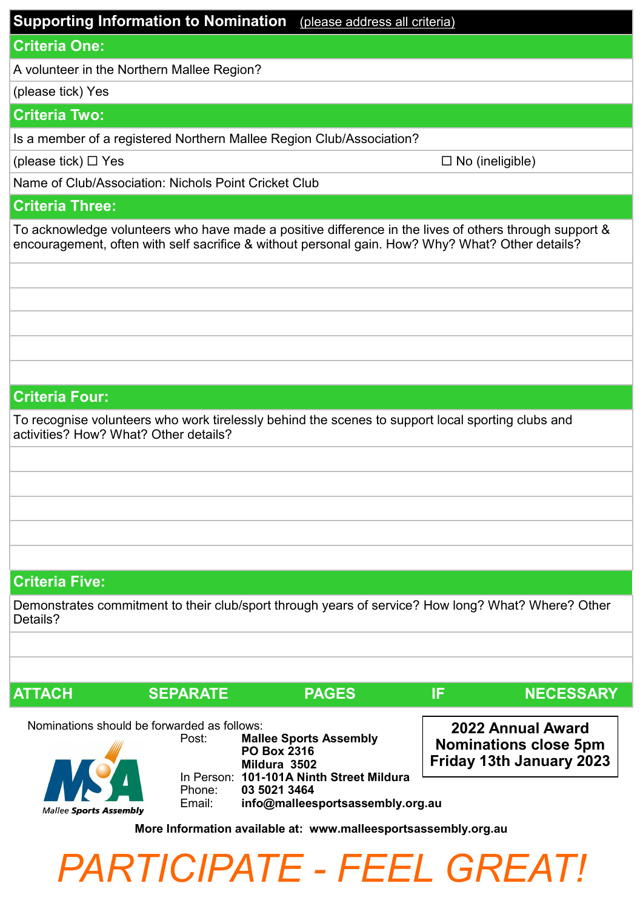## Supporting Information to Nomination (please address all criteria)

### Criteria One:

A volunteer in the Northern Mallee Region?

(please tick) Yes

### Criteria Two:

Is a member of a registered Northern Mallee Region Club/Association?

(please tick) ☐ Yes ☐ No (ineligible)

Name of Club/Association: Nichols Point Cricket Club

### Criteria Three:

To acknowledge volunteers who have made a positive difference in the lives of others through support & encouragement, often with self sacrifice & without personal gain. How? Why? What? Other details?

### Criteria Four:

To recognise volunteers who work tirelessly behind the scenes to support local sporting clubs and activities? How? What? Other details?

### Criteria Five:

Demonstrates commitment to their club/sport through years of service? How long? What? Where? Other Details?

**ATTACH SEPARATE PAGES IF NECESSARY**

Nominations should be forwarded as follows:

Post: **Mallee Sports Assembly**
**PO Box 2316**
**Mildura 3502**

In Person: **101-101A Ninth Street Mildura**

Phone: **03 5021 3464**

Email: **info@malleesportsassembly.org.au**

**2022 Annual Award**
**Nominations close 5pm**
**Friday 13th January 2023**

Mallee Sports Assembly

**More Information available at: www.malleesportsassembly.org.au**

*PARTICIPATE - FEEL GREAT!*